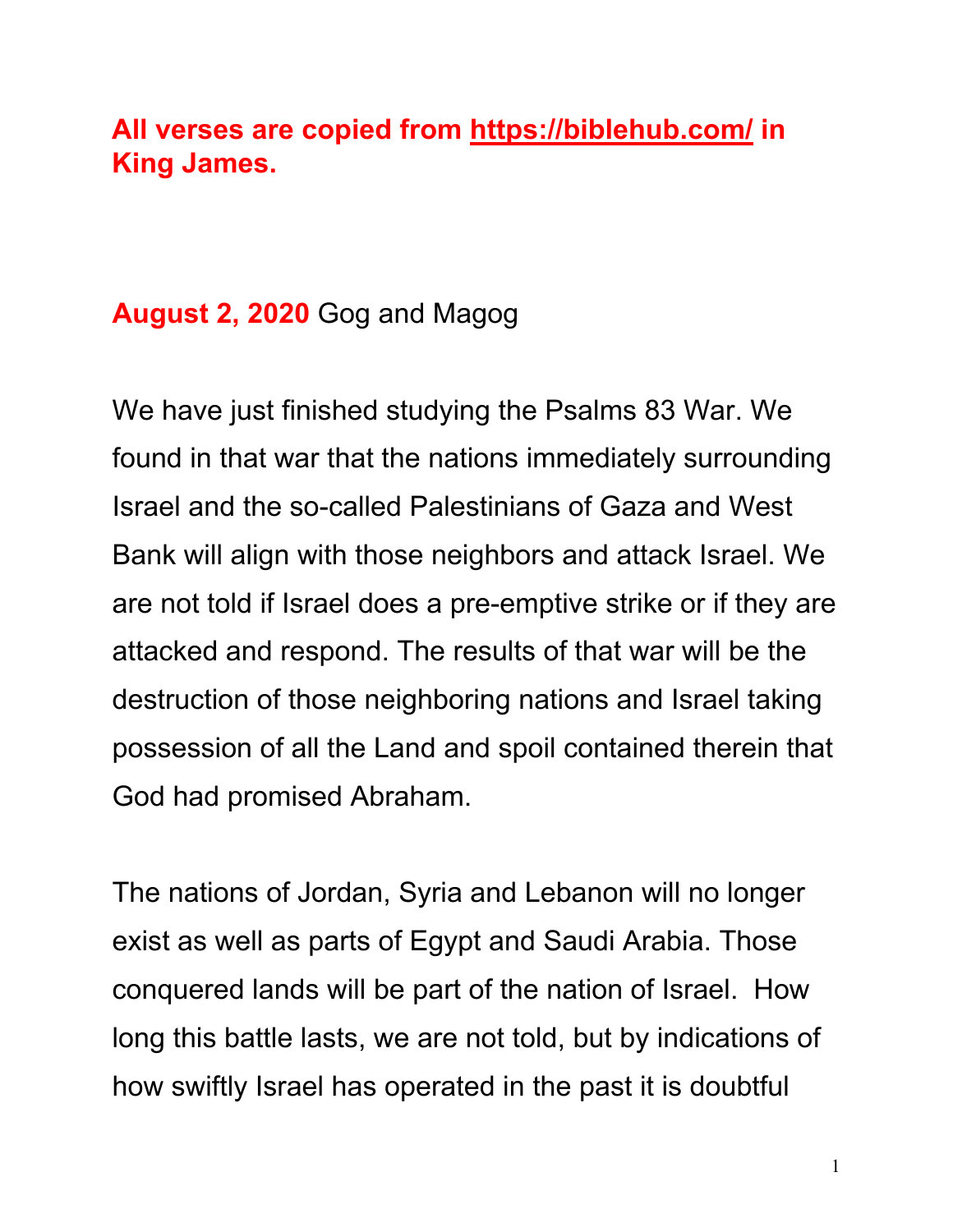**All verses are copied from [https://biblehub.com/](https://biblehub.com/) in King James.**

**August 2, 2020** Gog and Magog

We have just finished studying the Psalms 83 War. We found in that war that the nations immediately surrounding Israel and the so-called Palestinians of Gaza and West Bank will align with those neighbors and attack Israel. We are not told if Israel does a pre-emptive strike or if they are attacked and respond. The results of that war will be the destruction of those neighboring nations and Israel taking possession of all the Land and spoil contained therein that God had promised Abraham.

The nations of Jordan, Syria and Lebanon will no longer exist as well as parts of Egypt and Saudi Arabia. Those conquered lands will be part of the nation of Israel. How long this battle lasts, we are not told, but by indications of how swiftly Israel has operated in the past it is doubtful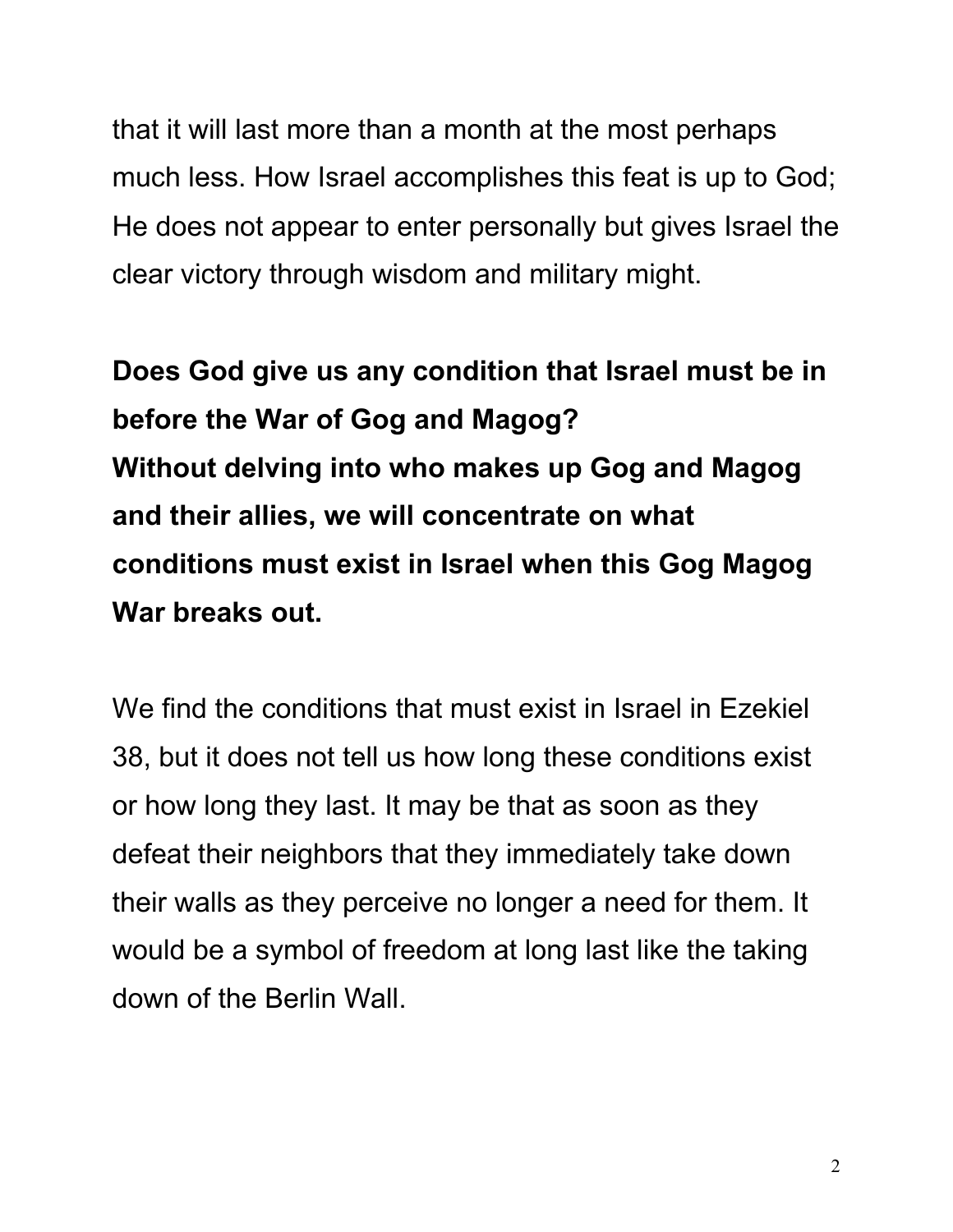that it will last more than a month at the most perhaps much less. How Israel accomplishes this feat is up to God; He does not appear to enter personally but gives Israel the clear victory through wisdom and military might.

**Does God give us any condition that Israel must be in before the War of Gog and Magog?**
**Without delving into who makes up Gog and Magog and their allies, we will concentrate on what conditions must exist in Israel when this Gog Magog War breaks out.**

We find the conditions that must exist in Israel in Ezekiel 38, but it does not tell us how long these conditions exist or how long they last. It may be that as soon as they defeat their neighbors that they immediately take down their walls as they perceive no longer a need for them. It would be a symbol of freedom at long last like the taking down of the Berlin Wall.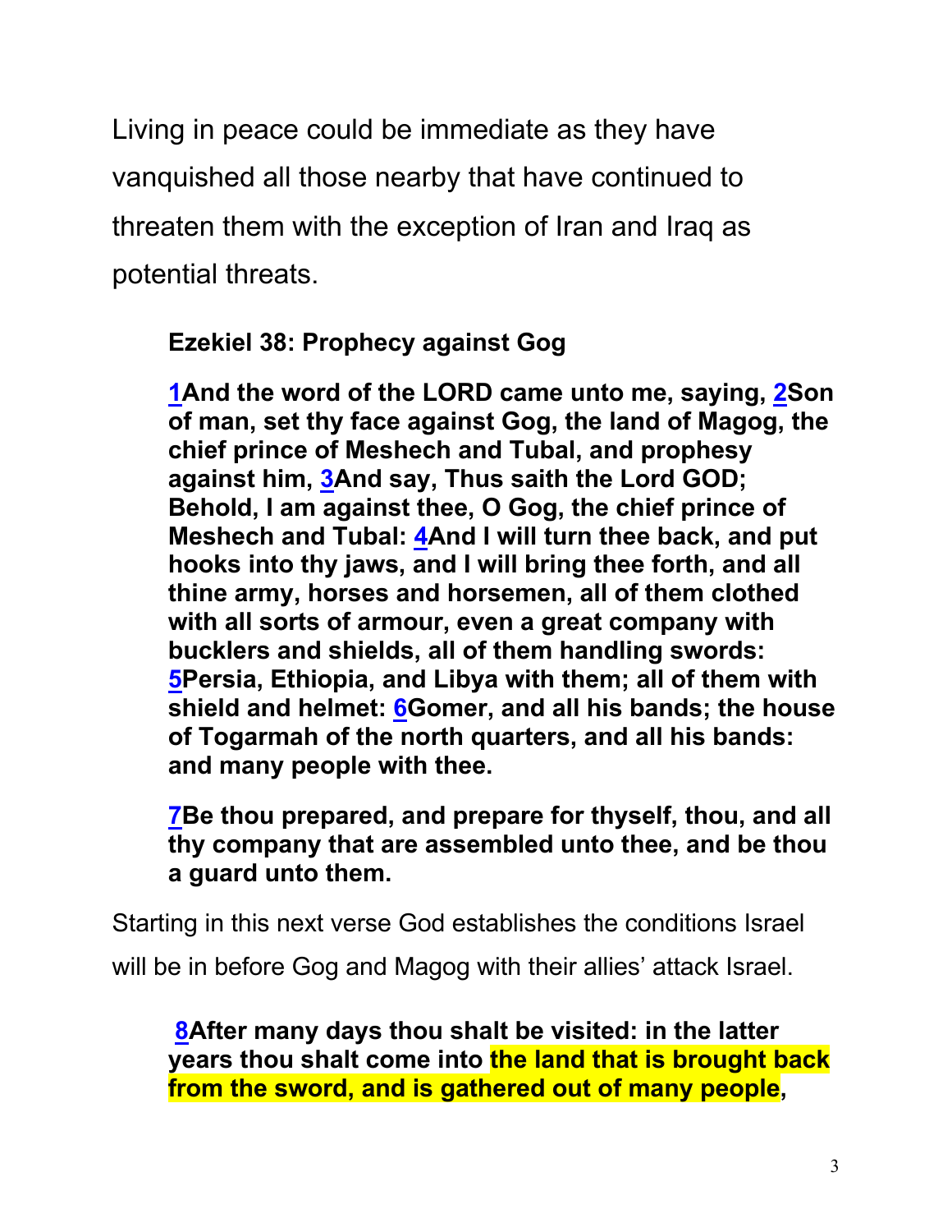Living in peace could be immediate as they have vanquished all those nearby that have continued to threaten them with the exception of Iran and Iraq as potential threats.

> **Ezekiel 38: Prophecy against Gog**
>
> **1And the word of the LORD came unto me, saying, 2Son of man, set thy face against Gog, the land of Magog, the chief prince of Meshech and Tubal, and prophesy against him, 3And say, Thus saith the Lord GOD; Behold, I am against thee, O Gog, the chief prince of Meshech and Tubal: 4And I will turn thee back, and put hooks into thy jaws, and I will bring thee forth, and all thine army, horses and horsemen, all of them clothed with all sorts of armour, even a great company with bucklers and shields, all of them handling swords: 5Persia, Ethiopia, and Libya with them; all of them with shield and helmet: 6Gomer, and all his bands; the house of Togarmah of the north quarters, and all his bands: and many people with thee.**
>
> **7Be thou prepared, and prepare for thyself, thou, and all thy company that are assembled unto thee, and be thou a guard unto them.**

Starting in this next verse God establishes the conditions Israel will be in before Gog and Magog with their allies' attack Israel.

> **8After many days thou shalt be visited: in the latter years thou shalt come into the land that is brought back from the sword, and is gathered out of many people,**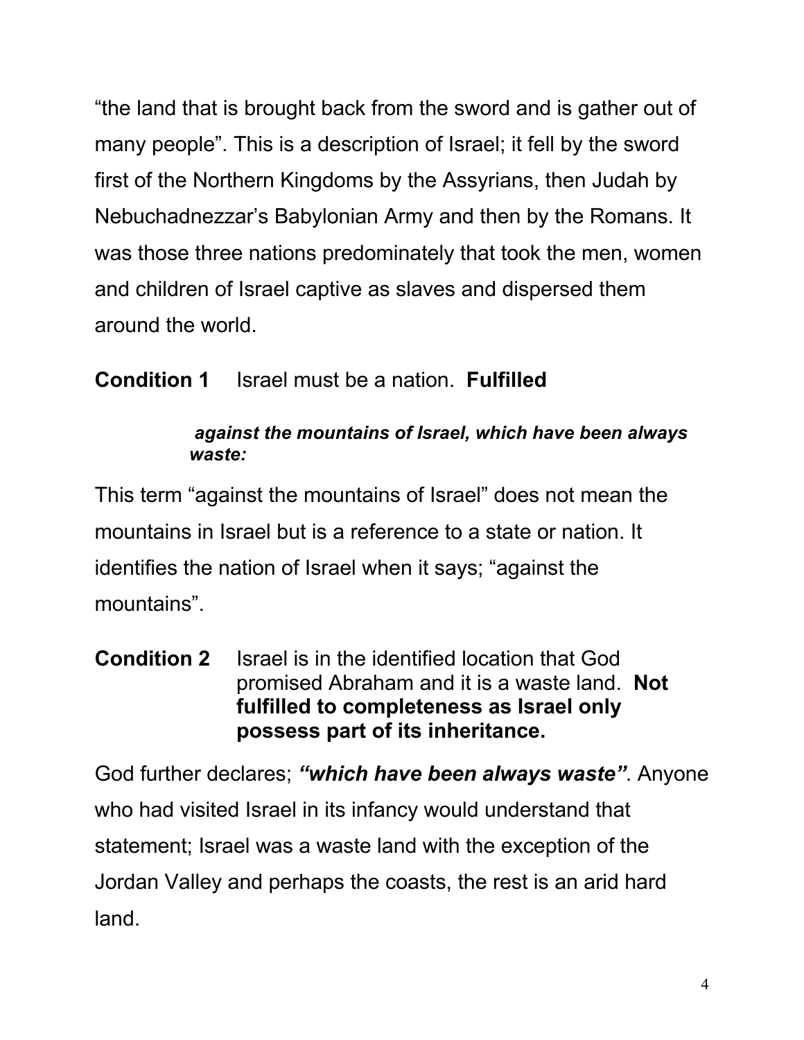"the land that is brought back from the sword and is gather out of many people". This is a description of Israel; it fell by the sword first of the Northern Kingdoms by the Assyrians, then Judah by Nebuchadnezzar's Babylonian Army and then by the Romans. It was those three nations predominately that took the men, women and children of Israel captive as slaves and dispersed them around the world.

**Condition 1** Israel must be a nation. **Fulfilled**

> ***against the mountains of Israel, which have been always waste:***

This term "against the mountains of Israel" does not mean the mountains in Israel but is a reference to a state or nation. It identifies the nation of Israel when it says; "against the mountains".

**Condition 2** Israel is in the identified location that God promised Abraham and it is a waste land. **Not fulfilled to completeness as Israel only possess part of its inheritance.**

God further declares; ***"which have been always waste"***. Anyone who had visited Israel in its infancy would understand that statement; Israel was a waste land with the exception of the Jordan Valley and perhaps the coasts, the rest is an arid hard land.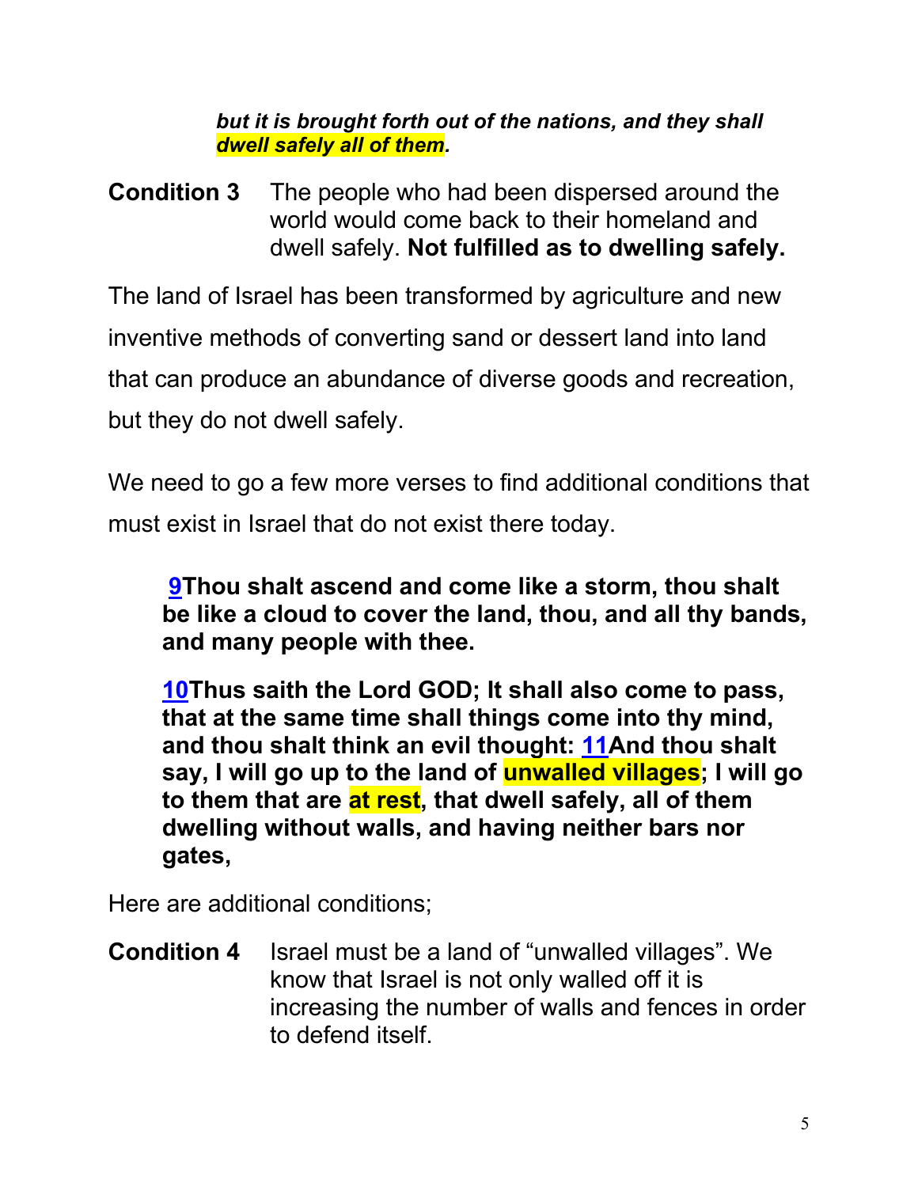***but it is brought forth out of the nations, and they shall dwell safely all of them.***

**Condition 3** The people who had been dispersed around the world would come back to their homeland and dwell safely. **Not fulfilled as to dwelling safely.**

The land of Israel has been transformed by agriculture and new inventive methods of converting sand or dessert land into land that can produce an abundance of diverse goods and recreation, but they do not dwell safely.

We need to go a few more verses to find additional conditions that must exist in Israel that do not exist there today.

> **9Thou shalt ascend and come like a storm, thou shalt be like a cloud to cover the land, thou, and all thy bands, and many people with thee.**
>
> **10Thus saith the Lord GOD; It shall also come to pass, that at the same time shall things come into thy mind, and thou shalt think an evil thought: 11And thou shalt say, I will go up to the land of unwalled villages; I will go to them that are at rest, that dwell safely, all of them dwelling without walls, and having neither bars nor gates,**

Here are additional conditions;

**Condition 4** Israel must be a land of "unwalled villages". We know that Israel is not only walled off it is increasing the number of walls and fences in order to defend itself.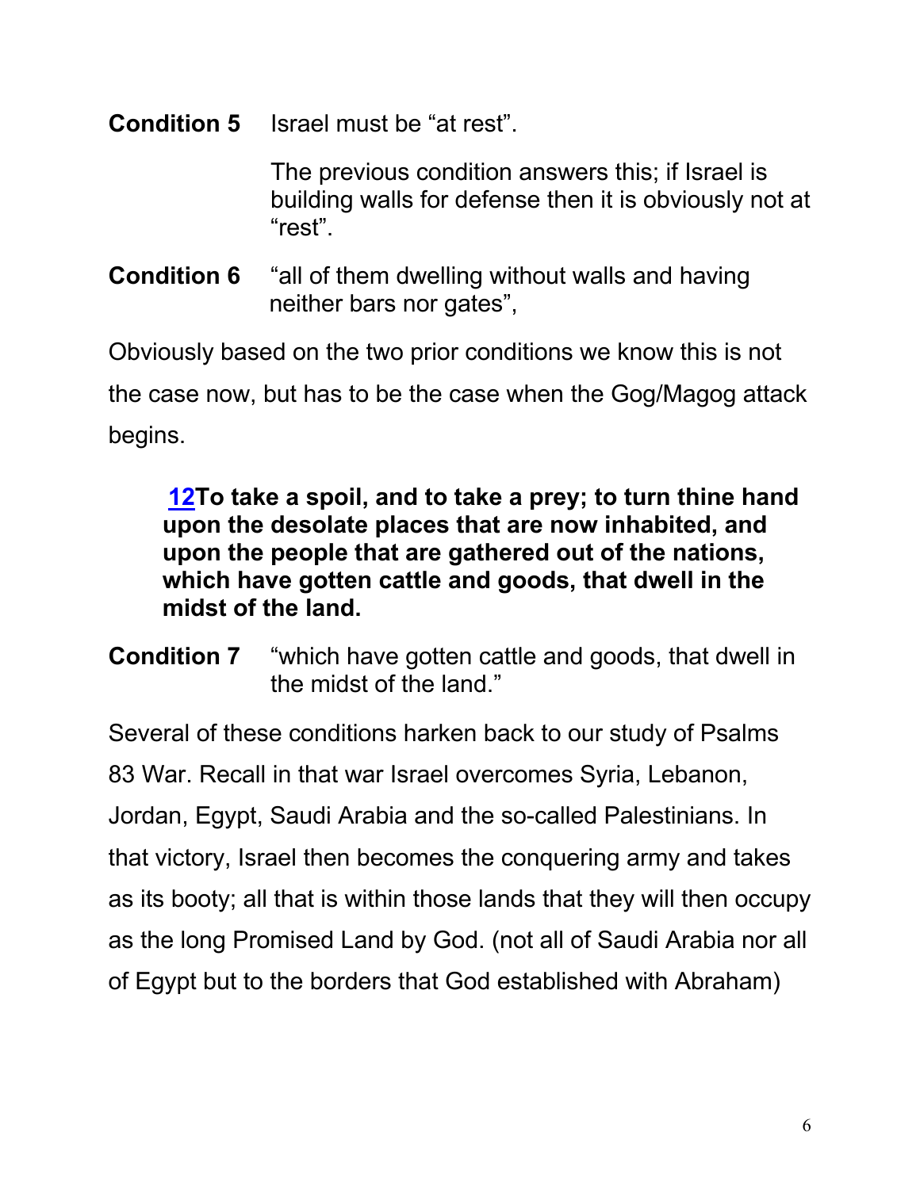**Condition 5** Israel must be "at rest".

The previous condition answers this; if Israel is building walls for defense then it is obviously not at "rest".

**Condition 6** "all of them dwelling without walls and having neither bars nor gates",

Obviously based on the two prior conditions we know this is not the case now, but has to be the case when the Gog/Magog attack begins.

> **12To take a spoil, and to take a prey; to turn thine hand upon the desolate places that are now inhabited, and upon the people that are gathered out of the nations, which have gotten cattle and goods, that dwell in the midst of the land.**

**Condition 7** "which have gotten cattle and goods, that dwell in the midst of the land."

Several of these conditions harken back to our study of Psalms 83 War. Recall in that war Israel overcomes Syria, Lebanon, Jordan, Egypt, Saudi Arabia and the so-called Palestinians. In that victory, Israel then becomes the conquering army and takes as its booty; all that is within those lands that they will then occupy as the long Promised Land by God. (not all of Saudi Arabia nor all of Egypt but to the borders that God established with Abraham)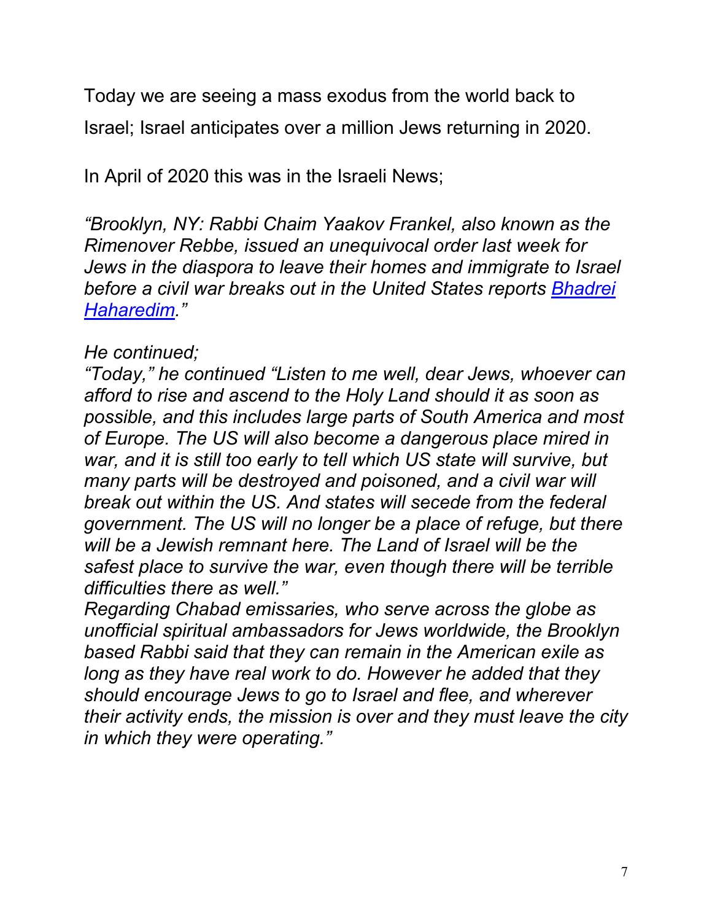Today we are seeing a mass exodus from the world back to Israel; Israel anticipates over a million Jews returning in 2020.

In April of 2020 this was in the Israeli News;

*"Brooklyn, NY: Rabbi Chaim Yaakov Frankel, also known as the Rimenover Rebbe, issued an unequivocal order last week for Jews in the diaspora to leave their homes and immigrate to Israel before a civil war breaks out in the United States reports [Bhadrei Haharedim](Bhadrei Haharedim)."*

*He continued;*

*"Today," he continued "Listen to me well, dear Jews, whoever can afford to rise and ascend to the Holy Land should it as soon as possible, and this includes large parts of South America and most of Europe. The US will also become a dangerous place mired in war, and it is still too early to tell which US state will survive, but many parts will be destroyed and poisoned, and a civil war will break out within the US. And states will secede from the federal government. The US will no longer be a place of refuge, but there will be a Jewish remnant here. The Land of Israel will be the safest place to survive the war, even though there will be terrible difficulties there as well."*

*Regarding Chabad emissaries, who serve across the globe as unofficial spiritual ambassadors for Jews worldwide, the Brooklyn based Rabbi said that they can remain in the American exile as long as they have real work to do. However he added that they should encourage Jews to go to Israel and flee, and wherever their activity ends, the mission is over and they must leave the city in which they were operating."*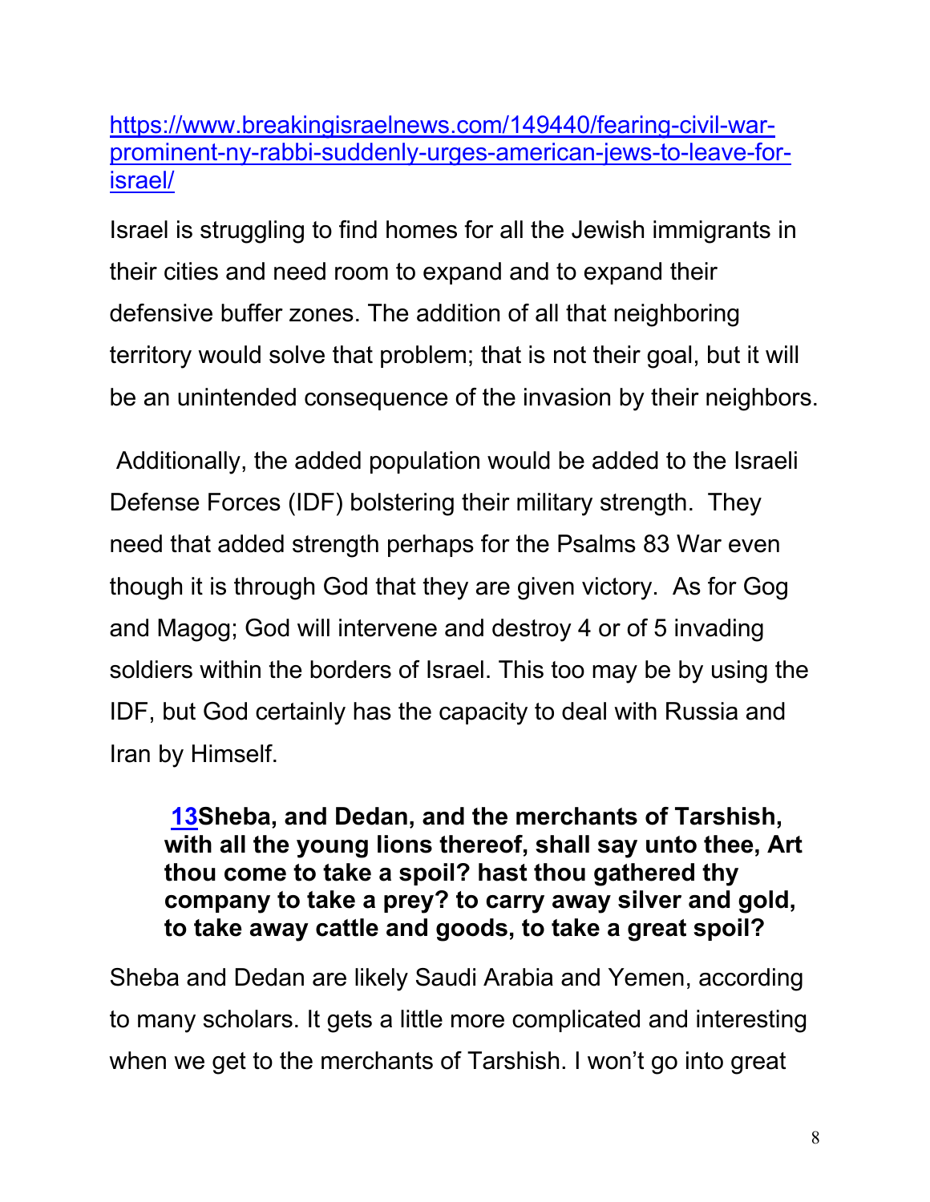[https://www.breakingisraelnews.com/149440/fearing-civil-war-prominent-ny-rabbi-suddenly-urges-american-jews-to-leave-for-israel/](https://www.breakingisraelnews.com/149440/fearing-civil-war-prominent-ny-rabbi-suddenly-urges-american-jews-to-leave-for-israel/)

Israel is struggling to find homes for all the Jewish immigrants in their cities and need room to expand and to expand their defensive buffer zones. The addition of all that neighboring territory would solve that problem; that is not their goal, but it will be an unintended consequence of the invasion by their neighbors.

Additionally, the added population would be added to the Israeli Defense Forces (IDF) bolstering their military strength. They need that added strength perhaps for the Psalms 83 War even though it is through God that they are given victory. As for Gog and Magog; God will intervene and destroy 4 or of 5 invading soldiers within the borders of Israel. This too may be by using the IDF, but God certainly has the capacity to deal with Russia and Iran by Himself.

> **13Sheba, and Dedan, and the merchants of Tarshish, with all the young lions thereof, shall say unto thee, Art thou come to take a spoil? hast thou gathered thy company to take a prey? to carry away silver and gold, to take away cattle and goods, to take a great spoil?**

Sheba and Dedan are likely Saudi Arabia and Yemen, according to many scholars. It gets a little more complicated and interesting when we get to the merchants of Tarshish. I won't go into great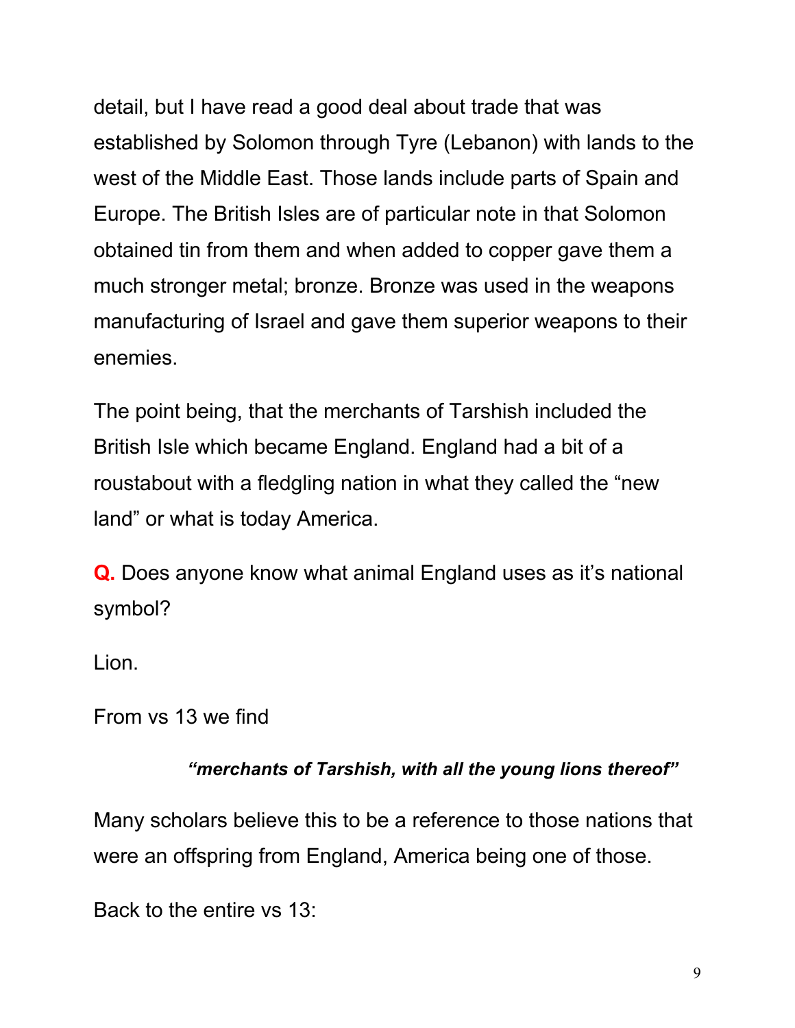detail, but I have read a good deal about trade that was established by Solomon through Tyre (Lebanon) with lands to the west of the Middle East. Those lands include parts of Spain and Europe. The British Isles are of particular note in that Solomon obtained tin from them and when added to copper gave them a much stronger metal; bronze. Bronze was used in the weapons manufacturing of Israel and gave them superior weapons to their enemies.

The point being, that the merchants of Tarshish included the British Isle which became England. England had a bit of a roustabout with a fledgling nation in what they called the "new land" or what is today America.

**Q.** Does anyone know what animal England uses as it's national symbol?

Lion.

From vs 13 we find

> ***"merchants of Tarshish, with all the young lions thereof"***

Many scholars believe this to be a reference to those nations that were an offspring from England, America being one of those.

Back to the entire vs 13: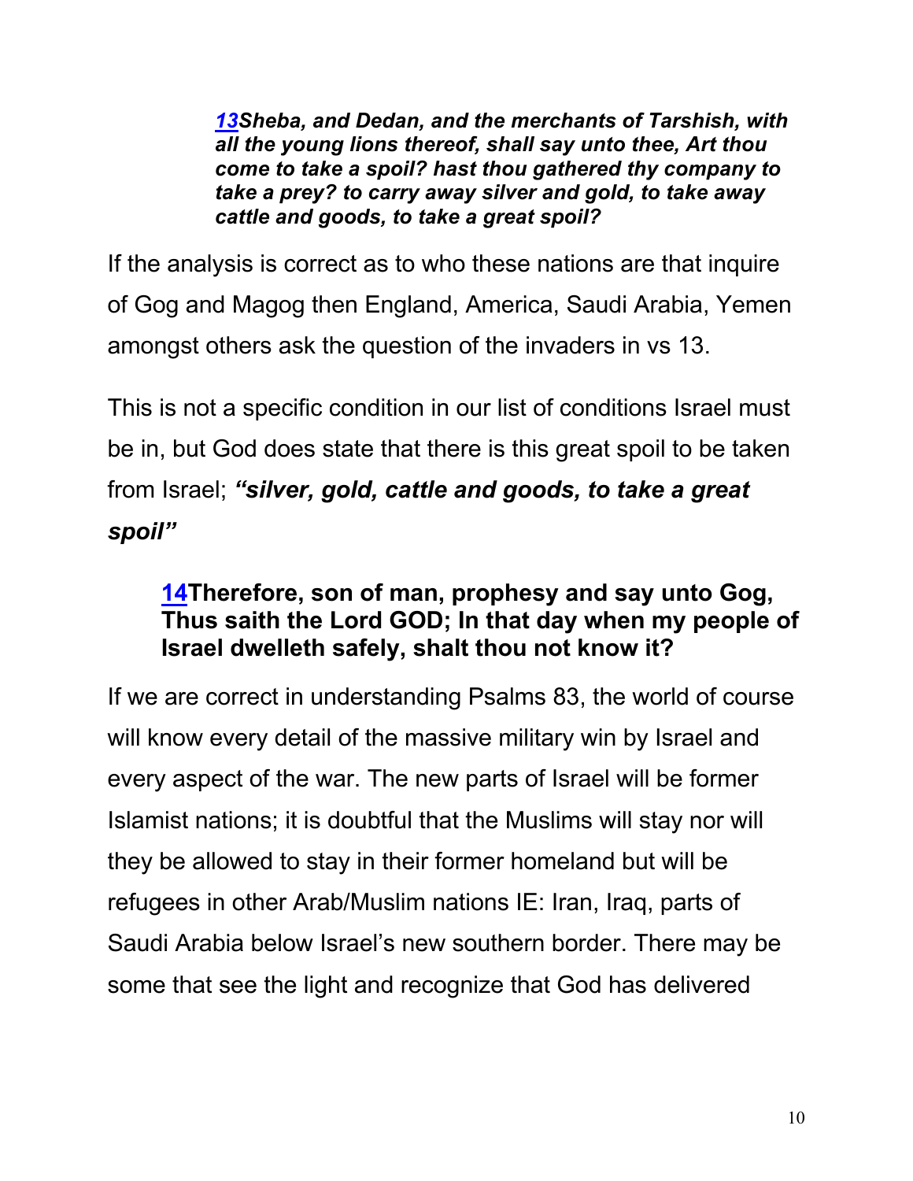> ***13*** ***Sheba, and Dedan, and the merchants of Tarshish, with all the young lions thereof, shall say unto thee, Art thou come to take a spoil? hast thou gathered thy company to take a prey? to carry away silver and gold, to take away cattle and goods, to take a great spoil?***

If the analysis is correct as to who these nations are that inquire of Gog and Magog then England, America, Saudi Arabia, Yemen amongst others ask the question of the invaders in vs 13.

This is not a specific condition in our list of conditions Israel must be in, but God does state that there is this great spoil to be taken from Israel; ***"silver, gold, cattle and goods, to take a great spoil"***

> **14 Therefore, son of man, prophesy and say unto Gog, Thus saith the Lord GOD; In that day when my people of Israel dwelleth safely, shalt thou not know it?**

If we are correct in understanding Psalms 83, the world of course will know every detail of the massive military win by Israel and every aspect of the war. The new parts of Israel will be former Islamist nations; it is doubtful that the Muslims will stay nor will they be allowed to stay in their former homeland but will be refugees in other Arab/Muslim nations IE: Iran, Iraq, parts of Saudi Arabia below Israel's new southern border. There may be some that see the light and recognize that God has delivered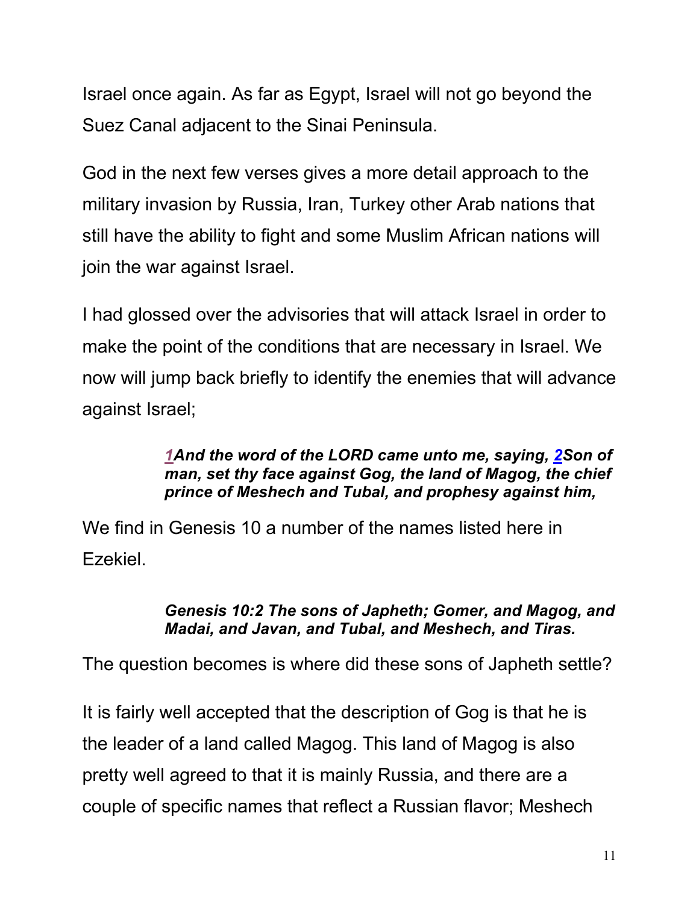Israel once again. As far as Egypt, Israel will not go beyond the Suez Canal adjacent to the Sinai Peninsula.

God in the next few verses gives a more detail approach to the military invasion by Russia, Iran, Turkey other Arab nations that still have the ability to fight and some Muslim African nations will join the war against Israel.

I had glossed over the advisories that will attack Israel in order to make the point of the conditions that are necessary in Israel. We now will jump back briefly to identify the enemies that will advance against Israel;

> ***1And the word of the LORD came unto me, saying, 2Son of man, set thy face against Gog, the land of Magog, the chief prince of Meshech and Tubal, and prophesy against him,***

We find in Genesis 10 a number of the names listed here in Ezekiel.

> ***Genesis 10:2 The sons of Japheth; Gomer, and Magog, and Madai, and Javan, and Tubal, and Meshech, and Tiras.***

The question becomes is where did these sons of Japheth settle?

It is fairly well accepted that the description of Gog is that he is the leader of a land called Magog. This land of Magog is also pretty well agreed to that it is mainly Russia, and there are a couple of specific names that reflect a Russian flavor; Meshech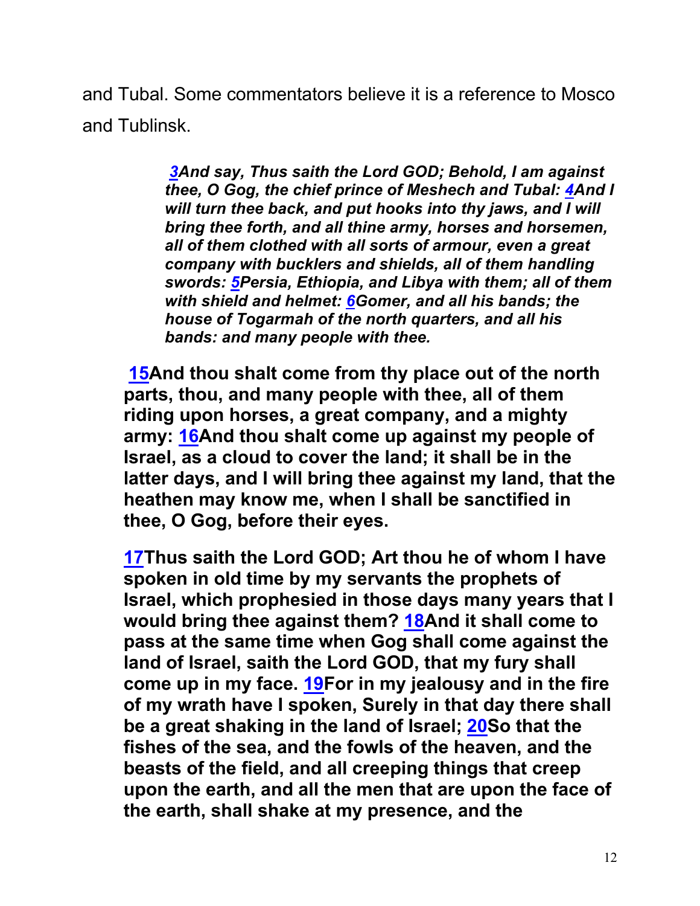and Tubal. Some commentators believe it is a reference to Mosco and Tublinsk.

> ***3And say, Thus saith the Lord GOD; Behold, I am against thee, O Gog, the chief prince of Meshech and Tubal: 4And I will turn thee back, and put hooks into thy jaws, and I will bring thee forth, and all thine army, horses and horsemen, all of them clothed with all sorts of armour, even a great company with bucklers and shields, all of them handling swords: 5Persia, Ethiopia, and Libya with them; all of them with shield and helmet: 6Gomer, and all his bands; the house of Togarmah of the north quarters, and all his bands: and many people with thee.***

> **15And thou shalt come from thy place out of the north parts, thou, and many people with thee, all of them riding upon horses, a great company, and a mighty army: 16And thou shalt come up against my people of Israel, as a cloud to cover the land; it shall be in the latter days, and I will bring thee against my land, that the heathen may know me, when I shall be sanctified in thee, O Gog, before their eyes.**

> **17Thus saith the Lord GOD; Art thou he of whom I have spoken in old time by my servants the prophets of Israel, which prophesied in those days many years that I would bring thee against them? 18And it shall come to pass at the same time when Gog shall come against the land of Israel, saith the Lord GOD, that my fury shall come up in my face. 19For in my jealousy and in the fire of my wrath have I spoken, Surely in that day there shall be a great shaking in the land of Israel; 20So that the fishes of the sea, and the fowls of the heaven, and the beasts of the field, and all creeping things that creep upon the earth, and all the men that are upon the face of the earth, shall shake at my presence, and the**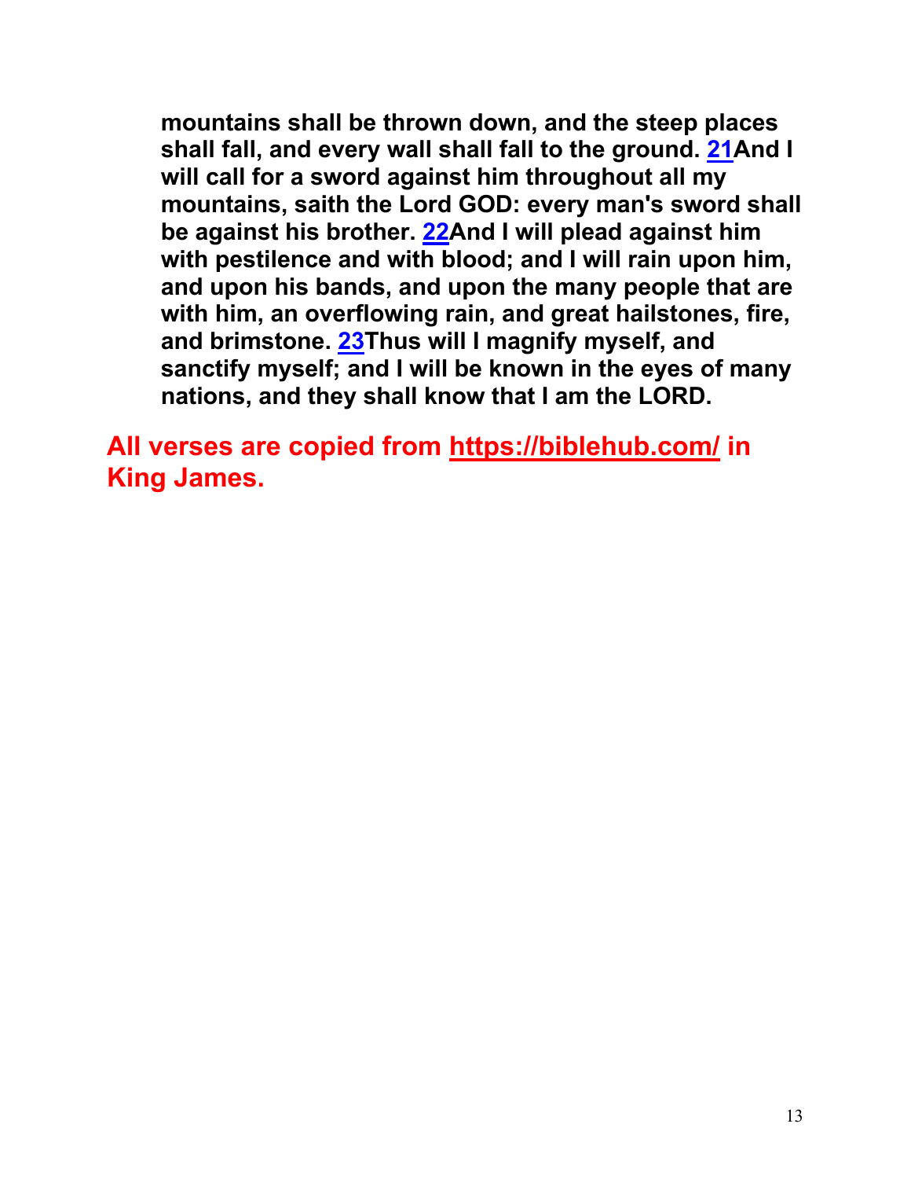**mountains shall be thrown down, and the steep places shall fall, and every wall shall fall to the ground. [21](#)And I will call for a sword against him throughout all my mountains, saith the Lord GOD: every man's sword shall be against his brother. [22](#)And I will plead against him with pestilence and with blood; and I will rain upon him, and upon his bands, and upon the many people that are with him, an overflowing rain, and great hailstones, fire, and brimstone. [23](#)Thus will I magnify myself, and sanctify myself; and I will be known in the eyes of many nations, and they shall know that I am the LORD.**

**All verses are copied from [https://biblehub.com/](https://biblehub.com/) in King James.**